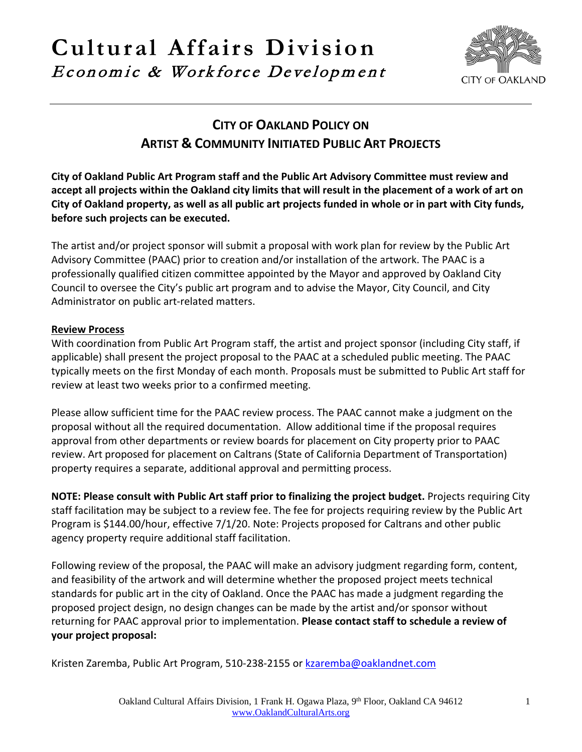# Cultural Affairs Division

*Economic & Workforce Development*

CITY OF OAKLAND

## CITY OF OAKLAND POLICY ON ARTIST & COMMUNITY INITIATED PUBLIC ART PROJECTS

**City of Oakland Public Art Program staff and the Public Art Advisory Committee must review and accept all projects within the Oakland city limits that will result in the placement of a work of art on City of Oakland property, as well as all public art projects funded in whole or in part with City funds, before such projects can be executed.**

The artist and/or project sponsor will submit a proposal with work plan for review by the Public Art Advisory Committee (PAAC) prior to creation and/or installation of the artwork. The PAAC is a professionally qualified citizen committee appointed by the Mayor and approved by Oakland City Council to oversee the City's public art program and to advise the Mayor, City Council, and City Administrator on public art-related matters.

**Review Process**

With coordination from Public Art Program staff, the artist and project sponsor (including City staff, if applicable) shall present the project proposal to the PAAC at a scheduled public meeting. The PAAC typically meets on the first Monday of each month. Proposals must be submitted to Public Art staff for review at least two weeks prior to a confirmed meeting.

Please allow sufficient time for the PAAC review process. The PAAC cannot make a judgment on the proposal without all the required documentation. Allow additional time if the proposal requires approval from other departments or review boards for placement on City property prior to PAAC review. Art proposed for placement on Caltrans (State of California Department of Transportation) property requires a separate, additional approval and permitting process.

**NOTE: Please consult with Public Art staff prior to finalizing the project budget.** Projects requiring City staff facilitation may be subject to a review fee. The fee for projects requiring review by the Public Art Program is $144.00/hour, effective 7/1/20. Note: Projects proposed for Caltrans and other public agency property require additional staff facilitation.

Following review of the proposal, the PAAC will make an advisory judgment regarding form, content, and feasibility of the artwork and will determine whether the proposed project meets technical standards for public art in the city of Oakland. Once the PAAC has made a judgment regarding the proposed project design, no design changes can be made by the artist and/or sponsor without returning for PAAC approval prior to implementation. **Please contact staff to schedule a review of your project proposal:**

Kristen Zaremba, Public Art Program, 510-238-2155 or kzaremba@oaklandnet.com

Oakland Cultural Affairs Division, 1 Frank H. Ogawa Plaza, 9th Floor, Oakland CA 94612
www.OaklandCulturalArts.org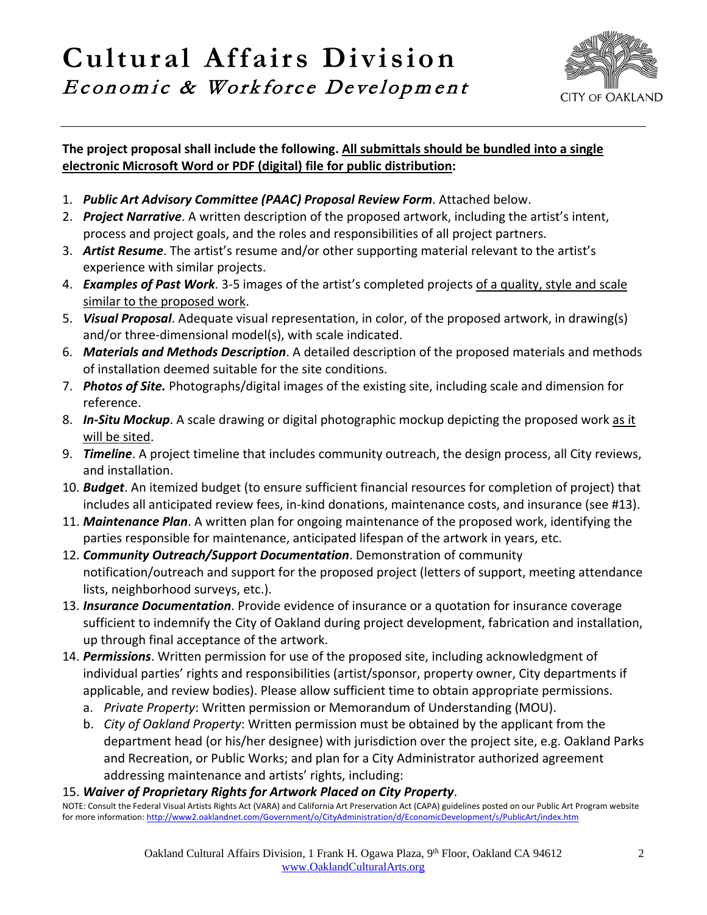# Cultural Affairs Division

*Economic & Workforce Development*

CITY OF OAKLAND

**The project proposal shall include the following. <u>All submittals should be bundled into a single electronic Microsoft Word or PDF (digital) file for public distribution</u>:**

1. ***Public Art Advisory Committee (PAAC) Proposal Review Form***. Attached below.
2. ***Project Narrative***. A written description of the proposed artwork, including the artist's intent, process and project goals, and the roles and responsibilities of all project partners.
3. ***Artist Resume***. The artist's resume and/or other supporting material relevant to the artist's experience with similar projects.
4. ***Examples of Past Work***. 3-5 images of the artist's completed projects <u>of a quality, style and scale similar to the proposed work</u>.
5. ***Visual Proposal***. Adequate visual representation, in color, of the proposed artwork, in drawing(s) and/or three-dimensional model(s), with scale indicated.
6. ***Materials and Methods Description***. A detailed description of the proposed materials and methods of installation deemed suitable for the site conditions.
7. ***Photos of Site.*** Photographs/digital images of the existing site, including scale and dimension for reference.
8. ***In-Situ Mockup***. A scale drawing or digital photographic mockup depicting the proposed work <u>as it will be sited</u>.
9. ***Timeline***. A project timeline that includes community outreach, the design process, all City reviews, and installation.
10. ***Budget***. An itemized budget (to ensure sufficient financial resources for completion of project) that includes all anticipated review fees, in-kind donations, maintenance costs, and insurance (see #13).
11. ***Maintenance Plan***. A written plan for ongoing maintenance of the proposed work, identifying the parties responsible for maintenance, anticipated lifespan of the artwork in years, etc.
12. ***Community Outreach/Support Documentation***. Demonstration of community notification/outreach and support for the proposed project (letters of support, meeting attendance lists, neighborhood surveys, etc.).
13. ***Insurance Documentation***. Provide evidence of insurance or a quotation for insurance coverage sufficient to indemnify the City of Oakland during project development, fabrication and installation, up through final acceptance of the artwork.
14. ***Permissions***. Written permission for use of the proposed site, including acknowledgment of individual parties' rights and responsibilities (artist/sponsor, property owner, City departments if applicable, and review bodies). Please allow sufficient time to obtain appropriate permissions.
    a. *Private Property*: Written permission or Memorandum of Understanding (MOU).
    b. *City of Oakland Property*: Written permission must be obtained by the applicant from the department head (or his/her designee) with jurisdiction over the project site, e.g. Oakland Parks and Recreation, or Public Works; and plan for a City Administrator authorized agreement addressing maintenance and artists' rights, including:
15. ***Waiver of Proprietary Rights for Artwork Placed on City Property***.

NOTE: Consult the Federal Visual Artists Rights Act (VARA) and California Art Preservation Act (CAPA) guidelines posted on our Public Art Program website for more information: http://www2.oaklandnet.com/Government/o/CityAdministration/d/EconomicDevelopment/s/PublicArt/index.htm

Oakland Cultural Affairs Division, 1 Frank H. Ogawa Plaza, 9th Floor, Oakland CA 94612
www.OaklandCulturalArts.org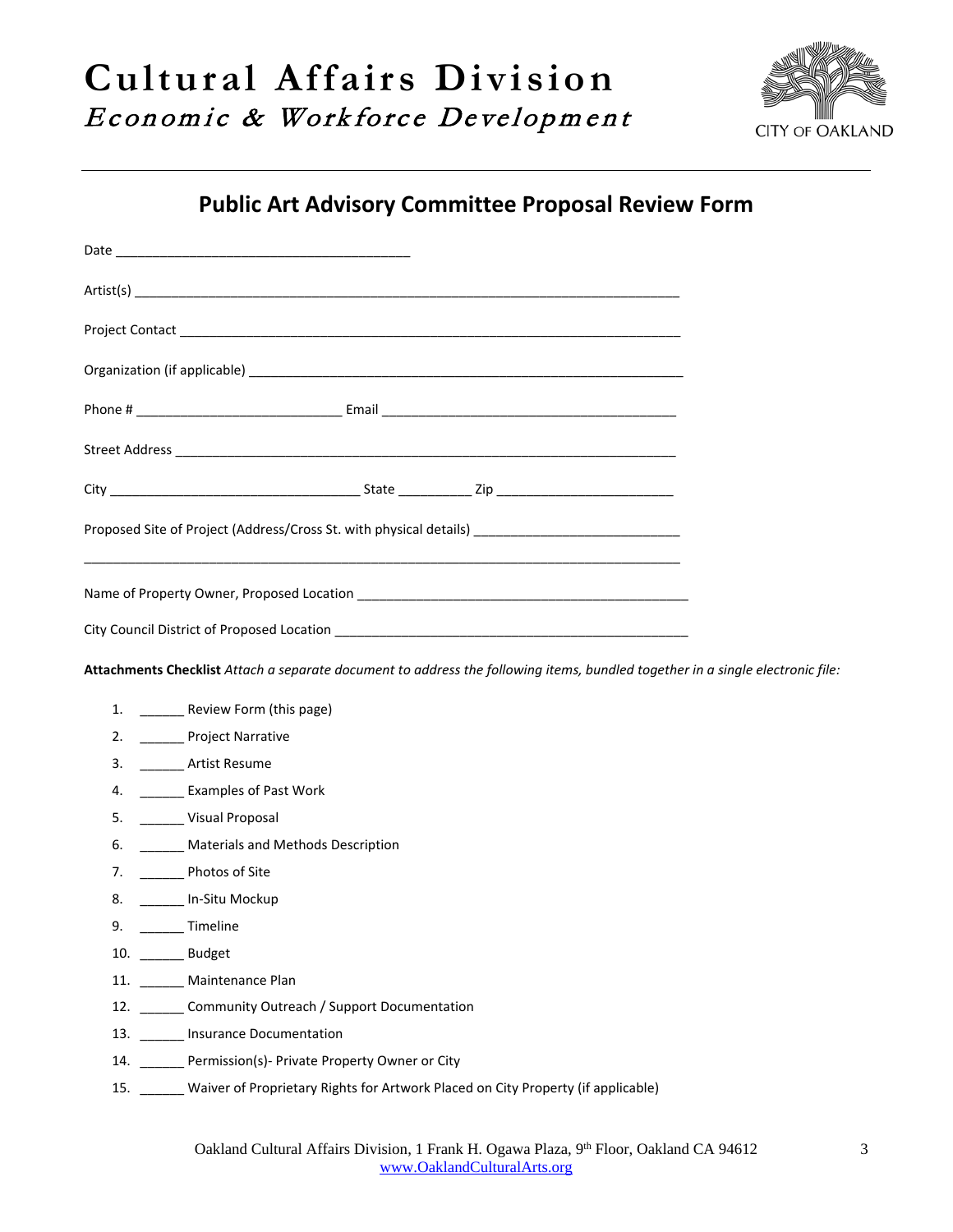# Cultural Affairs Division

*Economic & Workforce Development*

CITY OF OAKLAND

## Public Art Advisory Committee Proposal Review Form

Date ________________________________________

Artist(s) ___________________________________________________________________________

Project Contact _____________________________________________________________________

Organization (if applicable) ____________________________________________________________

Phone # ____________________________ Email ________________________________________

Street Address ______________________________________________________________________

City ___________________________________ State __________ Zip ________________________

Proposed Site of Project (Address/Cross St. with physical details) ____________________________

___________________________________________________________________________________

Name of Property Owner, Proposed Location ______________________________________________

City Council District of Proposed Location ________________________________________________

**Attachments Checklist** *Attach a separate document to address the following items, bundled together in a single electronic file:*

1. ______ Review Form (this page)
2. ______ Project Narrative
3. ______ Artist Resume
4. ______ Examples of Past Work
5. ______ Visual Proposal
6. ______ Materials and Methods Description
7. ______ Photos of Site
8. ______ In-Situ Mockup
9. ______ Timeline
10. ______ Budget
11. ______ Maintenance Plan
12. ______ Community Outreach / Support Documentation
13. ______ Insurance Documentation
14. ______ Permission(s)- Private Property Owner or City
15. ______ Waiver of Proprietary Rights for Artwork Placed on City Property (if applicable)

Oakland Cultural Affairs Division, 1 Frank H. Ogawa Plaza, 9th Floor, Oakland CA 94612
www.OaklandCulturalArts.org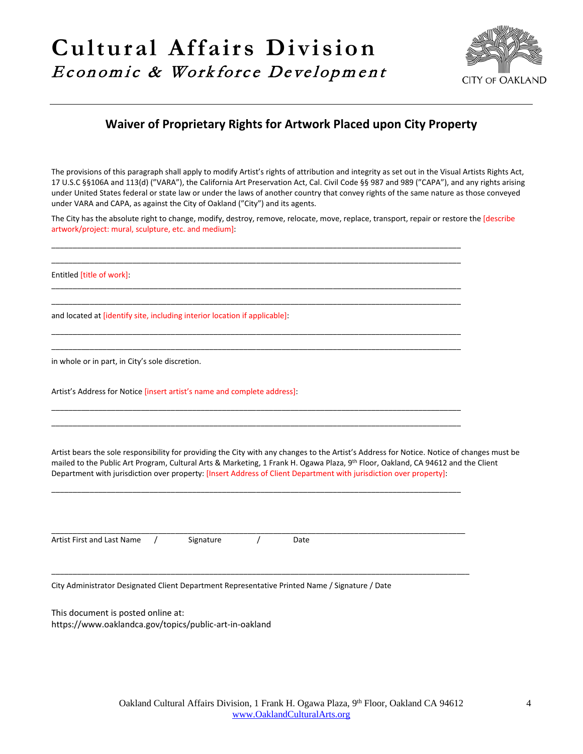# Cultural Affairs Division

*Economic & Workforce Development*

CITY OF OAKLAND

## Waiver of Proprietary Rights for Artwork Placed upon City Property

The provisions of this paragraph shall apply to modify Artist's rights of attribution and integrity as set out in the Visual Artists Rights Act, 17 U.S.C §§106A and 113(d) ("VARA"), the California Art Preservation Act, Cal. Civil Code §§ 987 and 989 ("CAPA"), and any rights arising under United States federal or state law or under the laws of another country that convey rights of the same nature as those conveyed under VARA and CAPA, as against the City of Oakland ("City") and its agents.

The City has the absolute right to change, modify, destroy, remove, relocate, move, replace, transport, repair or restore the [describe artwork/project: mural, sculpture, etc. and medium]:

______________________________________________________________________________________

______________________________________________________________________________________

Entitled [title of work]:

______________________________________________________________________________________

______________________________________________________________________________________

and located at [identify site, including interior location if applicable]:

______________________________________________________________________________________

______________________________________________________________________________________

in whole or in part, in City's sole discretion.

Artist's Address for Notice [insert artist's name and complete address]:

______________________________________________________________________________________

______________________________________________________________________________________

Artist bears the sole responsibility for providing the City with any changes to the Artist's Address for Notice. Notice of changes must be mailed to the Public Art Program, Cultural Arts & Marketing, 1 Frank H. Ogawa Plaza, 9th Floor, Oakland, CA 94612 and the Client Department with jurisdiction over property: [Insert Address of Client Department with jurisdiction over property]:

______________________________________________________________________________________

______________________________________________________________________________________

Artist First and Last Name / Signature / Date

______________________________________________________________________________________

City Administrator Designated Client Department Representative Printed Name / Signature / Date

This document is posted online at:
https://www.oaklandca.gov/topics/public-art-in-oakland

Oakland Cultural Affairs Division, 1 Frank H. Ogawa Plaza, 9th Floor, Oakland CA 94612
www.OaklandCulturalArts.org